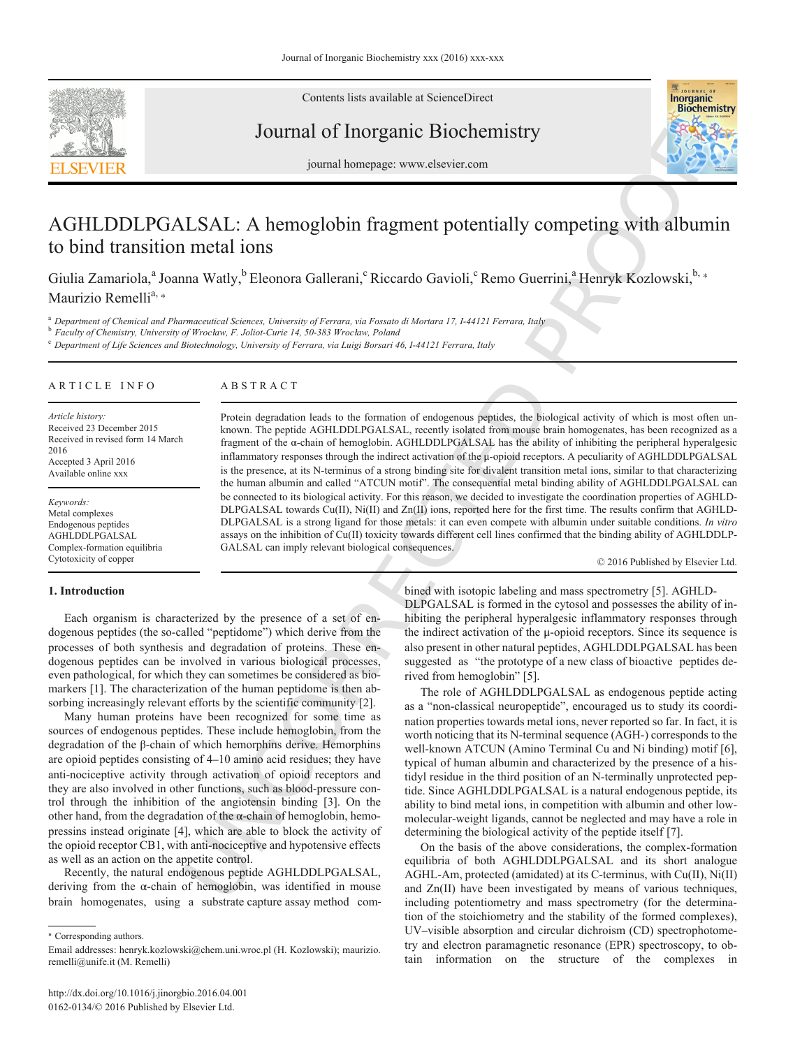Contents lists available at ScienceDirect

Journal of Inorganic Biochemistry

journal homepage: www.elsevier.com

# AGHLDDLPGALSAL: A hemoglobin fragment potentially competing with albumin to bind transition metal ions

Giulia Zamariola,[a] Joanna Watly,[b] Eleonora Gallerani,[c] Riccardo Gavioli,[c] Remo Guerrini,[a] Henryk Kozlowski,[b,*] Maurizio Remelli[a,*]

[a] Department of Chemical and Pharmaceutical Sciences, University of Ferrara, via Fossato di Mortara 17, I-44121 Ferrara, Italy

[b] Faculty of Chemistry, University of Wrocław, F. Joliot-Curie 14, 50-383 Wrocław, Poland

[c] Department of Life Sciences and Biotechnology, University of Ferrara, via Luigi Borsari 46, I-44121 Ferrara, Italy

## ARTICLE INFO

*Article history:*
Received 23 December 2015
Received in revised form 14 March 2016
Accepted 3 April 2016
Available online xxx

*Keywords:*
Metal complexes
Endogenous peptides
AGHLDDLPGALSAL
Complex-formation equilibria
Cytotoxicity of copper

## ABSTRACT

Protein degradation leads to the formation of endogenous peptides, the biological activity of which is most often unknown. The peptide AGHLDDLPGALSAL, recently isolated from mouse brain homogenates, has been recognized as a fragment of the α-chain of hemoglobin. AGHLDDLPGALSAL has the ability of inhibiting the peripheral hyperalgesic inflammatory responses through the indirect activation of the μ-opioid receptors. A peculiarity of AGHLDDLPGALSAL is the presence, at its N-terminus of a strong binding site for divalent transition metal ions, similar to that characterizing the human albumin and called "ATCUN motif". The consequential metal binding ability of AGHLDDLPGALSAL can be connected to its biological activity. For this reason, we decided to investigate the coordination properties of AGHLDDLPGALSAL towards Cu(II), Ni(II) and Zn(II) ions, reported here for the first time. The results confirm that AGHLDDLPGALSAL is a strong ligand for those metals: it can even compete with albumin under suitable conditions. *In vitro* assays on the inhibition of Cu(II) toxicity towards different cell lines confirmed that the binding ability of AGHLDDLPGALSAL can imply relevant biological consequences.

© 2016 Published by Elsevier Ltd.

## 1. Introduction

Each organism is characterized by the presence of a set of endogenous peptides (the so-called "peptidome") which derive from the processes of both synthesis and degradation of proteins. These endogenous peptides can be involved in various biological processes, even pathological, for which they can sometimes be considered as biomarkers [1]. The characterization of the human peptidome is then absorbing increasingly relevant efforts by the scientific community [2].

Many human proteins have been recognized for some time as sources of endogenous peptides. These include hemoglobin, from the degradation of the β-chain of which hemorphins derive. Hemorphins are opioid peptides consisting of 4–10 amino acid residues; they have anti-nociceptive activity through activation of opioid receptors and they are also involved in other functions, such as blood-pressure control through the inhibition of the angiotensin binding [3]. On the other hand, from the degradation of the α-chain of hemoglobin, hemopressins instead originate [4], which are able to block the activity of the opioid receptor CB1, with anti-nociceptive and hypotensive effects as well as an action on the appetite control.

Recently, the natural endogenous peptide AGHLDDLPGALSAL, deriving from the α-chain of hemoglobin, was identified in mouse brain homogenates, using a substrate capture assay method combined with isotopic labeling and mass spectrometry [5]. AGHLDDLPGALSAL is formed in the cytosol and possesses the ability of inhibiting the peripheral hyperalgesic inflammatory responses through the indirect activation of the μ-opioid receptors. Since its sequence is also present in other natural peptides, AGHLDDLPGALSAL has been suggested as "the prototype of a new class of bioactive peptides derived from hemoglobin" [5].

The role of AGHLDDLPGALSAL as endogenous peptide acting as a "non-classical neuropeptide", encouraged us to study its coordination properties towards metal ions, never reported so far. In fact, it is worth noticing that its N-terminal sequence (AGH-) corresponds to the well-known ATCUN (Amino Terminal Cu and Ni binding) motif [6], typical of human albumin and characterized by the presence of a histidyl residue in the third position of an N-terminally unprotected peptide. Since AGHLDDLPGALSAL is a natural endogenous peptide, its ability to bind metal ions, in competition with albumin and other low-molecular-weight ligands, cannot be neglected and may have a role in determining the biological activity of the peptide itself [7].

On the basis of the above considerations, the complex-formation equilibria of both AGHLDDLPGALSAL and its short analogue AGHL-Am, protected (amidated) at its C-terminus, with Cu(II), Ni(II) and Zn(II) have been investigated by means of various techniques, including potentiometry and mass spectrometry (for the determination of the stoichiometry and the stability of the formed complexes), UV–visible absorption and circular dichroism (CD) spectrophotometry and electron paramagnetic resonance (EPR) spectroscopy, to obtain information on the structure of the complexes in

* Corresponding authors.
Email addresses: henryk.kozlowski@chem.uni.wroc.pl (H. Kozlowski); maurizio.remelli@unife.it (M. Remelli)

http://dx.doi.org/10.1016/j.jinorgbio.2016.04.001
0162-0134/© 2016 Published by Elsevier Ltd.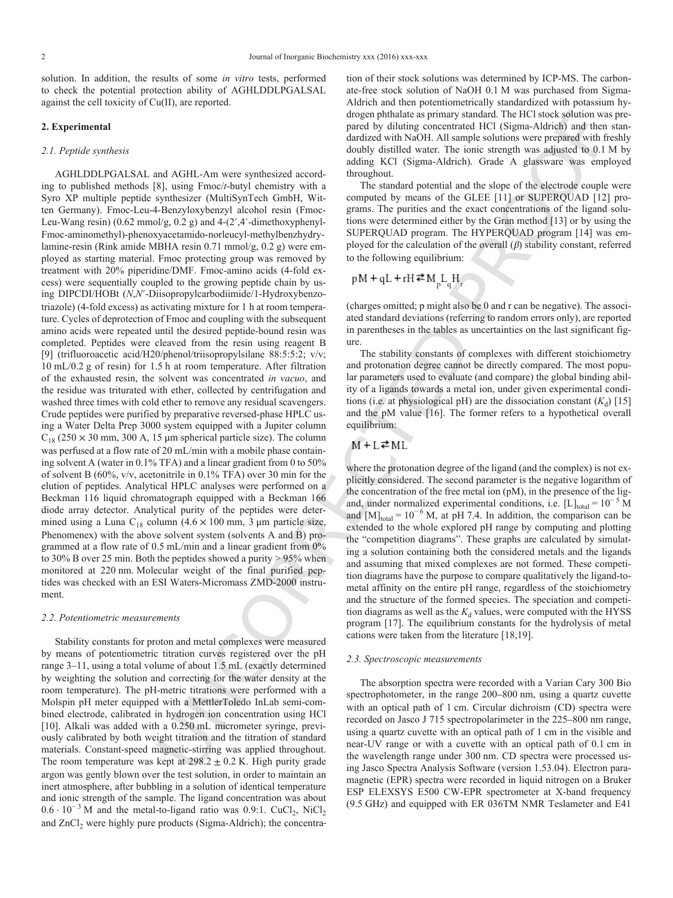solution. In addition, the results of some *in vitro* tests, performed to check the potential protection ability of AGHLDDLPGALSAL against the cell toxicity of Cu(II), are reported.

## 2. Experimental

### 2.1. Peptide synthesis

AGHLDDLPGALSAL and AGHL-Am were synthesized according to published methods [8], using Fmoc/*t*-butyl chemistry with a Syro XP multiple peptide synthesizer (MultiSynTech GmbH, Witten Germany). Fmoc-Leu-4-Benzyloxybenzyl alcohol resin (Fmoc-Leu-Wang resin) (0.62 mmol/g, 0.2 g) and 4-(2′,4′-dimethoxyphenyl-Fmoc-aminomethyl)-phenoxyacetamido-norleucyl-methylbenzhydrylamine-resin (Rink amide MBHA resin 0.71 mmol/g, 0.2 g) were employed as starting material. Fmoc protecting group was removed by treatment with 20% piperidine/DMF. Fmoc-amino acids (4-fold excess) were sequentially coupled to the growing peptide chain by using DIPCDI/HOBt (*N*,*N*′-Diisopropylcarbodiimide/1-Hydroxybenzotriazole) (4-fold excess) as activating mixture for 1 h at room temperature. Cycles of deprotection of Fmoc and coupling with the subsequent amino acids were repeated until the desired peptide-bound resin was completed. Peptides were cleaved from the resin using reagent B [9] (trifluoroacetic acid/H20/phenol/triisopropylsilane 88:5:5:2; v/v; 10 mL/0.2 g of resin) for 1.5 h at room temperature. After filtration of the exhausted resin, the solvent was concentrated *in vacuo*, and the residue was triturated with ether, collected by centrifugation and washed three times with cold ether to remove any residual scavengers. Crude peptides were purified by preparative reversed-phase HPLC using a Water Delta Prep 3000 system equipped with a Jupiter column $C_{18}$ (250 × 30 mm, 300 A, 15 μm spherical particle size). The column was perfused at a flow rate of 20 mL/min with a mobile phase containing solvent A (water in 0.1% TFA) and a linear gradient from 0 to 50% of solvent B (60%, v/v, acetonitrile in 0.1% TFA) over 30 min for the elution of peptides. Analytical HPLC analyses were performed on a Beckman 116 liquid chromatograph equipped with a Beckman 166 diode array detector. Analytical purity of the peptides were determined using a Luna $C_{18}$ column (4.6 × 100 mm, 3 μm particle size, Phenomenex) with the above solvent system (solvents A and B) programmed at a flow rate of 0.5 mL/min and a linear gradient from 0% to 30% B over 25 min. Both the peptides showed a purity > 95% when monitored at 220 nm. Molecular weight of the final purified peptides was checked with an ESI Waters-Micromass ZMD-2000 instrument.

### 2.2. Potentiometric measurements

Stability constants for proton and metal complexes were measured by means of potentiometric titration curves registered over the pH range 3–11, using a total volume of about 1.5 mL (exactly determined by weighting the solution and correcting for the water density at the room temperature). The pH-metric titrations were performed with a Molspin pH meter equipped with a MettlerToledo InLab semi-combined electrode, calibrated in hydrogen ion concentration using HCl [10]. Alkali was added with a 0.250 mL micrometer syringe, previously calibrated by both weight titration and the titration of standard materials. Constant-speed magnetic-stirring was applied throughout. The room temperature was kept at 298.2 ± 0.2 K. High purity grade argon was gently blown over the test solution, in order to maintain an inert atmosphere, after bubbling in a solution of identical temperature and ionic strength of the sample. The ligand concentration was about $0.6 \cdot 10^{-3}$ M and the metal-to-ligand ratio was 0.9:1. $CuCl_2$, $NiCl_2$ and $ZnCl_2$ were highly pure products (Sigma-Aldrich); the concentration of their stock solutions was determined by ICP-MS. The carbonate-free stock solution of NaOH 0.1 M was purchased from Sigma-Aldrich and then potentiometrically standardized with potassium hydrogen phthalate as primary standard. The HCl stock solution was prepared by diluting concentrated HCl (Sigma-Aldrich) and then standardized with NaOH. All sample solutions were prepared with freshly doubly distilled water. The ionic strength was adjusted to 0.1 M by adding KCl (Sigma-Aldrich). Grade A glassware was employed throughout.

The standard potential and the slope of the electrode couple were computed by means of the GLEE [11] or SUPERQUAD [12] programs. The purities and the exact concentrations of the ligand solutions were determined either by the Gran method [13] or by using the SUPERQUAD program. The HYPERQUAD program [14] was employed for the calculation of the overall (*β*) stability constant, referred to the following equilibrium:

$$pM + qL + rH \rightleftarrows M_pL_qH_r$$

(charges omitted; p might also be 0 and r can be negative). The associated standard deviations (referring to random errors only), are reported in parentheses in the tables as uncertainties on the last significant figure.

The stability constants of complexes with different stoichiometry and protonation degree cannot be directly compared. The most popular parameters used to evaluate (and compare) the global binding ability of a ligands towards a metal ion, under given experimental conditions (i.e. at physiological pH) are the dissociation constant ($K_d$) [15] and the pM value [16]. The former refers to a hypothetical overall equilibrium:

$$M + L \rightleftarrows ML$$

where the protonation degree of the ligand (and the complex) is not explicitly considered. The second parameter is the negative logarithm of the concentration of the free metal ion (pM), in the presence of the ligand, under normalized experimental conditions, i.e. $[L]_{total} = 10^{-5}$ M and $[M]_{total} = 10^{-6}$ M, at pH 7.4. In addition, the comparison can be extended to the whole explored pH range by computing and plotting the "competition diagrams". These graphs are calculated by simulating a solution containing both the considered metals and the ligands and assuming that mixed complexes are not formed. These competition diagrams have the purpose to compare qualitatively the ligand-to-metal affinity on the entire pH range, regardless of the stoichiometry and the structure of the formed species. The speciation and competition diagrams as well as the $K_d$ values, were computed with the HYSS program [17]. The equilibrium constants for the hydrolysis of metal cations were taken from the literature [18,19].

### 2.3. Spectroscopic measurements

The absorption spectra were recorded with a Varian Cary 300 Bio spectrophotometer, in the range 200–800 nm, using a quartz cuvette with an optical path of 1 cm. Circular dichroism (CD) spectra were recorded on Jasco J 715 spectropolarimeter in the 225–800 nm range, using a quartz cuvette with an optical path of 1 cm in the visible and near-UV range or with a cuvette with an optical path of 0.1 cm in the wavelength range under 300 nm. CD spectra were processed using Jasco Spectra Analysis Software (version 1.53.04). Electron paramagnetic (EPR) spectra were recorded in liquid nitrogen on a Bruker ESP ELEXSYS E500 CW-EPR spectrometer at X-band frequency (9.5 GHz) and equipped with ER 036TM NMR Teslameter and E41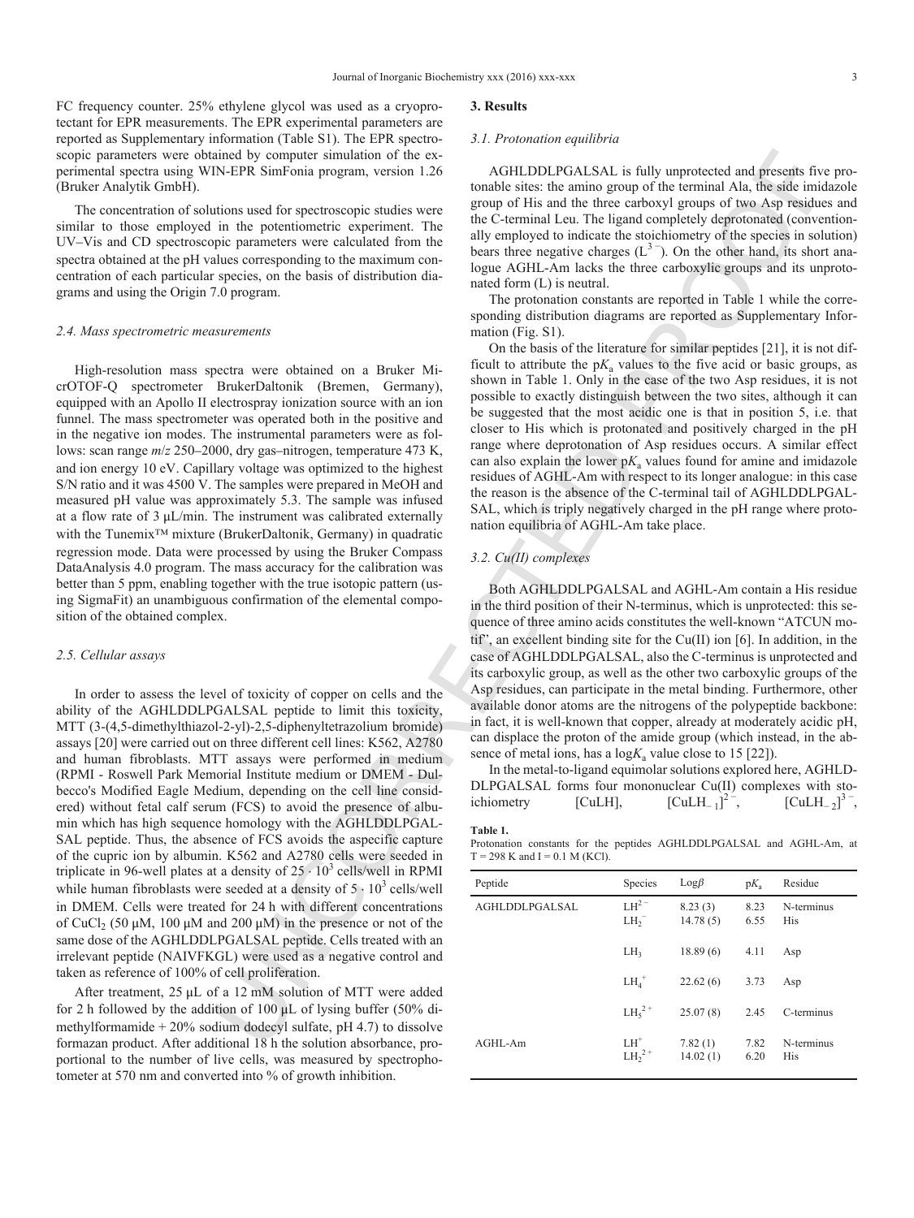FC frequency counter. 25% ethylene glycol was used as a cryoprotectant for EPR measurements. The EPR experimental parameters are reported as Supplementary information (Table S1). The EPR spectroscopic parameters were obtained by computer simulation of the experimental spectra using WIN-EPR SimFonia program, version 1.26 (Bruker Analytik GmbH).

The concentration of solutions used for spectroscopic studies were similar to those employed in the potentiometric experiment. The UV–Vis and CD spectroscopic parameters were calculated from the spectra obtained at the pH values corresponding to the maximum concentration of each particular species, on the basis of distribution diagrams and using the Origin 7.0 program.

### 2.4. Mass spectrometric measurements

High-resolution mass spectra were obtained on a Bruker MicrOTOF-Q spectrometer BrukerDaltonik (Bremen, Germany), equipped with an Apollo II electrospray ionization source with an ion funnel. The mass spectrometer was operated both in the positive and in the negative ion modes. The instrumental parameters were as follows: scan range $m/z$ 250–2000, dry gas–nitrogen, temperature 473 K, and ion energy 10 eV. Capillary voltage was optimized to the highest S/N ratio and it was 4500 V. The samples were prepared in MeOH and measured pH value was approximately 5.3. The sample was infused at a flow rate of 3 μL/min. The instrument was calibrated externally with the Tunemix™ mixture (BrukerDaltonik, Germany) in quadratic regression mode. Data were processed by using the Bruker Compass DataAnalysis 4.0 program. The mass accuracy for the calibration was better than 5 ppm, enabling together with the true isotopic pattern (using SigmaFit) an unambiguous confirmation of the elemental composition of the obtained complex.

### 2.5. Cellular assays

In order to assess the level of toxicity of copper on cells and the ability of the AGHLDDLPGALSAL peptide to limit this toxicity, MTT (3-(4,5-dimethylthiazol-2-yl)-2,5-diphenyltetrazolium bromide) assays [20] were carried out on three different cell lines: K562, A2780 and human fibroblasts. MTT assays were performed in medium (RPMI - Roswell Park Memorial Institute medium or DMEM - Dulbecco's Modified Eagle Medium, depending on the cell line considered) without fetal calf serum (FCS) to avoid the presence of albumin which has high sequence homology with the AGHLDDLPGALSAL peptide. Thus, the absence of FCS avoids the aspecific capture of the cupric ion by albumin. K562 and A2780 cells were seeded in triplicate in 96-well plates at a density of $25 \cdot 10^3$ cells/well in RPMI while human fibroblasts were seeded at a density of $5 \cdot 10^3$ cells/well in DMEM. Cells were treated for 24 h with different concentrations of $CuCl_2$ (50 μM, 100 μM and 200 μM) in the presence or not of the same dose of the AGHLDDLPGALSAL peptide. Cells treated with an irrelevant peptide (NAIVFKGL) were used as a negative control and taken as reference of 100% of cell proliferation.

After treatment, 25 μL of a 12 mM solution of MTT were added for 2 h followed by the addition of 100 μL of lysing buffer (50% dimethylformamide + 20% sodium dodecyl sulfate, pH 4.7) to dissolve formazan product. After additional 18 h the solution absorbance, proportional to the number of live cells, was measured by spectrophotometer at 570 nm and converted into % of growth inhibition.

## 3. Results

### 3.1. Protonation equilibria

AGHLDDLPGALSAL is fully unprotected and presents five protonable sites: the amino group of the terminal Ala, the side imidazole group of His and the three carboxyl groups of two Asp residues and the C-terminal Leu. The ligand completely deprotonated (conventionally employed to indicate the stoichiometry of the species in solution) bears three negative charges ($L^{3-}$). On the other hand, its short analogue AGHL-Am lacks the three carboxylic groups and its unprotonated form (L) is neutral.

The protonation constants are reported in Table 1 while the corresponding distribution diagrams are reported as Supplementary Information (Fig. S1).

On the basis of the literature for similar peptides [21], it is not difficult to attribute the p$K_a$ values to the five acid or basic groups, as shown in Table 1. Only in the case of the two Asp residues, it is not possible to exactly distinguish between the two sites, although it can be suggested that the most acidic one is that in position 5, i.e. that closer to His which is protonated and positively charged in the pH range where deprotonation of Asp residues occurs. A similar effect can also explain the lower p$K_a$ values found for amine and imidazole residues of AGHL-Am with respect to its longer analogue: in this case the reason is the absence of the C-terminal tail of AGHLDDLPGALSAL, which is triply negatively charged in the pH range where protonation equilibria of AGHL-Am take place.

### 3.2. Cu(II) complexes

Both AGHLDDLPGALSAL and AGHL-Am contain a His residue in the third position of their N-terminus, which is unprotected: this sequence of three amino acids constitutes the well-known "ATCUN motif", an excellent binding site for the Cu(II) ion [6]. In addition, in the case of AGHLDDLPGALSAL, also the C-terminus is unprotected and its carboxylic group, as well as the other two carboxylic groups of the Asp residues, can participate in the metal binding. Furthermore, other available donor atoms are the nitrogens of the polypeptide backbone: in fact, it is well-known that copper, already at moderately acidic pH, can displace the proton of the amide group (which instead, in the absence of metal ions, has a log$K_a$ value close to 15 [22]).

In the metal-to-ligand equimolar solutions explored here, AGHLDDLPGALSAL forms four mononuclear Cu(II) complexes with stoichiometry [CuLH], $[CuLH_{-1}]^{2-}$, $[CuLH_{-2}]^{3-}$,

**Table 1.**
Protonation constants for the peptides AGHLDDLPGALSAL and AGHL-Am, at T = 298 K and I = 0.1 M (KCl).

| Peptide | Species | Log$\beta$ | p$K_a$ | Residue |
|---|---|---|---|---|
| AGHLDDLPGALSAL | $LH^{2-}$ | 8.23 (3) | 8.23 | N-terminus |
| | $LH_2^{-}$ | 14.78 (5) | 6.55 | His |
| | $LH_3$ | 18.89 (6) | 4.11 | Asp |
| | $LH_4^{+}$ | 22.62 (6) | 3.73 | Asp |
| | $LH_5^{2+}$ | 25.07 (8) | 2.45 | C-terminus |
| AGHL-Am | $LH^{+}$ | 7.82 (1) | 7.82 | N-terminus |
| | $LH_2^{2+}$ | 14.02 (1) | 6.20 | His |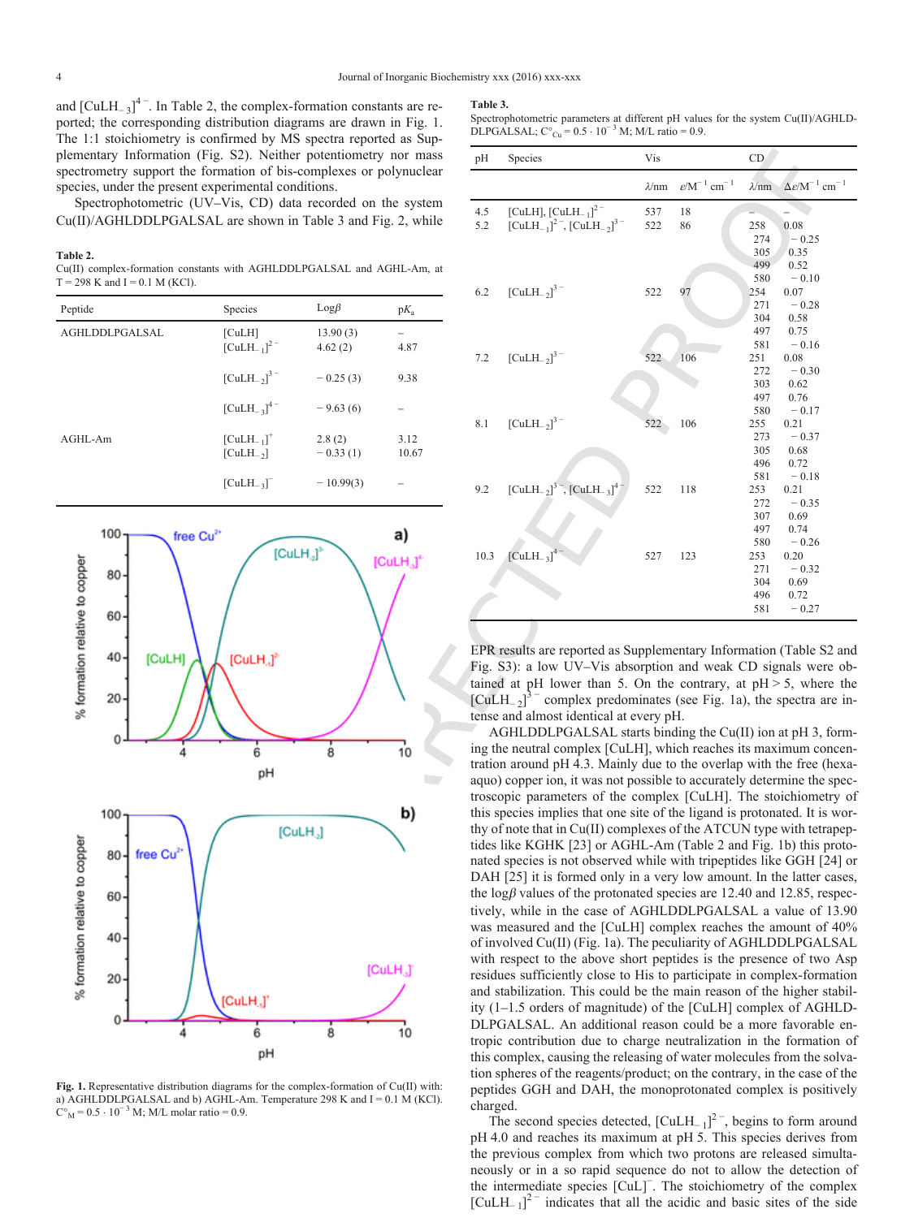and $[CuLH_{-3}]^{4-}$. In Table 2, the complex-formation constants are reported; the corresponding distribution diagrams are drawn in Fig. 1. The 1:1 stoichiometry is confirmed by MS spectra reported as Supplementary Information (Fig. S2). Neither potentiometry nor mass spectrometry support the formation of bis-complexes or polynuclear species, under the present experimental conditions.

Spectrophotometric (UV–Vis, CD) data recorded on the system Cu(II)/AGHLDDLPGALSAL are shown in Table 3 and Fig. 2, while

**Table 2.**
Cu(II) complex-formation constants with AGHLDDLPGALSAL and AGHL-Am, at T = 298 K and I = 0.1 M (KCl).

| Peptide | Species | Logβ | $pK_a$ |
|---|---|---|---|
| AGHLDDLPGALSAL | [CuLH] | 13.90 (3) | – |
| | $[CuLH_{-1}]^{2-}$ | 4.62 (2) | 4.87 |
| | $[CuLH_{-2}]^{3-}$ | − 0.25 (3) | 9.38 |
| | $[CuLH_{-3}]^{4-}$ | − 9.63 (6) | – |
| AGHL-Am | $[CuLH_{-1}]^{+}$ | 2.8 (2) | 3.12 |
| | $[CuLH_{-2}]$ | − 0.33 (1) | 10.67 |
| | $[CuLH_{-3}]^{-}$ | − 10.99(3) | – |

**Fig. 1.** Representative distribution diagrams for the complex-formation of Cu(II) with: a) AGHLDDLPGALSAL and b) AGHL-Am. Temperature 298 K and I = 0.1 M (KCl). $C°_M = 0.5 \cdot 10^{-3}$ M; M/L molar ratio = 0.9.

**Table 3.**
Spectrophotometric parameters at different pH values for the system Cu(II)/AGHLDDLPGALSAL; $C°_{Cu} = 0.5 \cdot 10^{-3}$ M; M/L ratio = 0.9.

| pH | Species | Vis | | CD | |
|---|---|---|---|---|---|
| | | λ/nm | $\varepsilon$/$M^{-1}$ $cm^{-1}$ | λ/nm | $\Delta\varepsilon$/$M^{-1}$ $cm^{-1}$ |
| 4.5 | [CuLH], $[CuLH_{-1}]^{2-}$ | 537 | 18 | – | – |
| 5.2 | $[CuLH_{-1}]^{2-}$, $[CuLH_{-2}]^{3-}$ | 522 | 86 | 258 | 0.08 |
| | | | | 274 | − 0.25 |
| | | | | 305 | 0.35 |
| | | | | 499 | 0.52 |
| | | | | 580 | − 0.10 |
| 6.2 | $[CuLH_{-2}]^{3-}$ | 522 | 97 | 254 | 0.07 |
| | | | | 271 | − 0.28 |
| | | | | 304 | 0.58 |
| | | | | 497 | 0.75 |
| | | | | 581 | − 0.16 |
| 7.2 | $[CuLH_{-2}]^{3-}$ | 522 | 106 | 251 | 0.08 |
| | | | | 272 | − 0.30 |
| | | | | 303 | 0.62 |
| | | | | 497 | 0.76 |
| | | | | 580 | − 0.17 |
| 8.1 | $[CuLH_{-2}]^{3-}$ | 522 | 106 | 255 | 0.21 |
| | | | | 273 | − 0.37 |
| | | | | 305 | 0.68 |
| | | | | 496 | 0.72 |
| | | | | 581 | − 0.18 |
| 9.2 | $[CuLH_{-2}]^{3-}$, $[CuLH_{-3}]^{4-}$ | 522 | 118 | 253 | 0.21 |
| | | | | 272 | − 0.35 |
| | | | | 307 | 0.69 |
| | | | | 497 | 0.74 |
| | | | | 580 | − 0.26 |
| 10.3 | $[CuLH_{-3}]^{4-}$ | 527 | 123 | 253 | 0.20 |
| | | | | 271 | − 0.32 |
| | | | | 304 | 0.69 |
| | | | | 496 | 0.72 |
| | | | | 581 | − 0.27 |

EPR results are reported as Supplementary Information (Table S2 and Fig. S3): a low UV–Vis absorption and weak CD signals were obtained at pH lower than 5. On the contrary, at pH > 5, where the $[CuLH_{-2}]^{3-}$ complex predominates (see Fig. 1a), the spectra are intense and almost identical at every pH.

AGHLDDLPGALSAL starts binding the Cu(II) ion at pH 3, forming the neutral complex [CuLH], which reaches its maximum concentration around pH 4.3. Mainly due to the overlap with the free (hexa-aquo) copper ion, it was not possible to accurately determine the spectroscopic parameters of the complex [CuLH]. The stoichiometry of this species implies that one site of the ligand is protonated. It is worthy of note that in Cu(II) complexes of the ATCUN type with tetrapeptides like KGHK [23] or AGHL-Am (Table 2 and Fig. 1b) this protonated species is not observed while with tripeptides like GGH [24] or DAH [25] it is formed only in a very low amount. In the latter cases, the log$\beta$ values of the protonated species are 12.40 and 12.85, respectively, while in the case of AGHLDDLPGALSAL a value of 13.90 was measured and the [CuLH] complex reaches the amount of 40% of involved Cu(II) (Fig. 1a). The peculiarity of AGHLDDLPGALSAL with respect to the above short peptides is the presence of two Asp residues sufficiently close to His to participate in complex-formation and stabilization. This could be the main reason of the higher stability (1–1.5 orders of magnitude) of the [CuLH] complex of AGHLDDLPGALSAL. An additional reason could be a more favorable entropic contribution due to charge neutralization in the formation of this complex, causing the releasing of water molecules from the solvation spheres of the reagents/product; on the contrary, in the case of the peptides GGH and DAH, the monoprotonated complex is positively charged.

The second species detected, $[CuLH_{-1}]^{2-}$, begins to form around pH 4.0 and reaches its maximum at pH 5. This species derives from the previous complex from which two protons are released simultaneously or in a so rapid sequence do not to allow the detection of the intermediate species $[CuL]^{-}$. The stoichiometry of the complex $[CuLH_{-1}]^{2-}$ indicates that all the acidic and basic sites of the side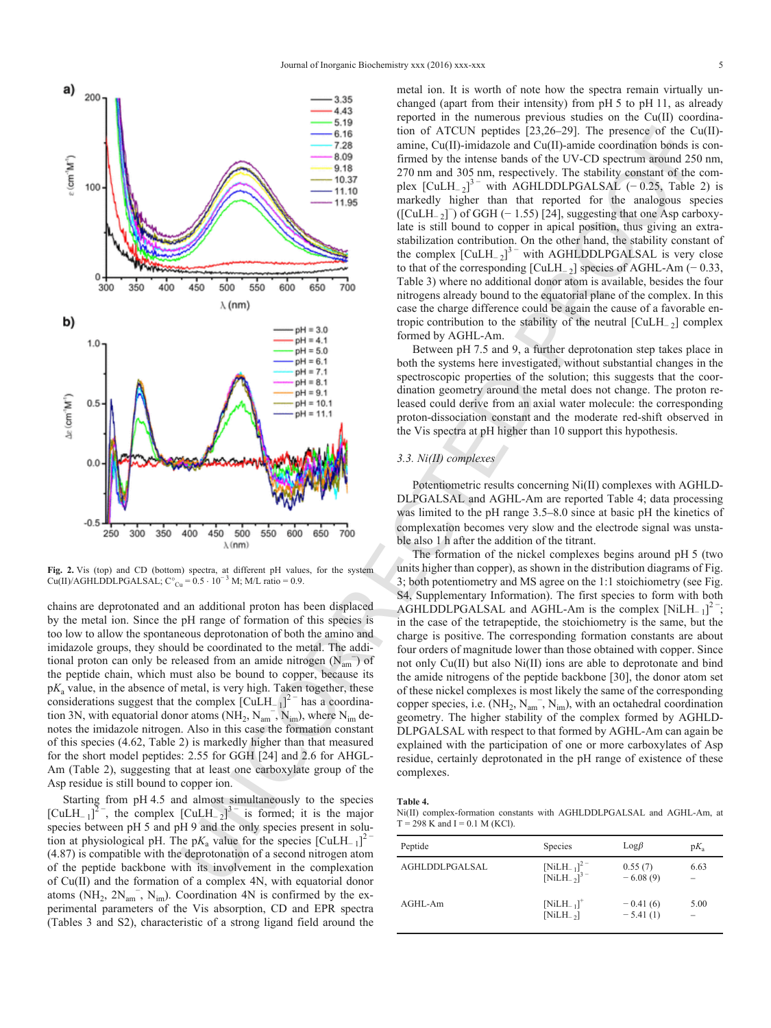Fig. 2. Vis (top) and CD (bottom) spectra, at different pH values, for the system Cu(II)/AGHLDDLPGALSAL; $C^{\circ}_{Cu} = 0.5 \cdot 10^{-3}$ M; M/L ratio = 0.9.

chains are deprotonated and an additional proton has been displaced by the metal ion. Since the pH range of formation of this species is too low to allow the spontaneous deprotonation of both the amino and imidazole groups, they should be coordinated to the metal. The additional proton can only be released from an amide nitrogen ($N_{am}^{-}$) of the peptide chain, which must also be bound to copper, because its p$K_a$ value, in the absence of metal, is very high. Taken together, these considerations suggest that the complex $[CuLH_{-1}]^{2-}$ has a coordination 3N, with equatorial donor atoms ($NH_2$, $N_{am}^{-}$, $N_{im}$), where $N_{im}$ denotes the imidazole nitrogen. Also in this case the formation constant of this species (4.62, Table 2) is markedly higher than that measured for the short model peptides: 2.55 for GGH [24] and 2.6 for AHGL-Am (Table 2), suggesting that at least one carboxylate group of the Asp residue is still bound to copper ion.

Starting from pH 4.5 and almost simultaneously to the species $[CuLH_{-1}]^{2-}$, the complex $[CuLH_{-2}]^{3-}$ is formed; it is the major species between pH 5 and pH 9 and the only species present in solution at physiological pH. The p$K_a$ value for the species $[CuLH_{-1}]^{2-}$ (4.87) is compatible with the deprotonation of a second nitrogen atom of the peptide backbone with its involvement in the complexation of Cu(II) and the formation of a complex 4N, with equatorial donor atoms ($NH_2$, $2N_{am}^{-}$, $N_{im}$). Coordination 4N is confirmed by the experimental parameters of the Vis absorption, CD and EPR spectra (Tables 3 and S2), characteristic of a strong ligand field around the metal ion. It is worth of note how the spectra remain virtually unchanged (apart from their intensity) from pH 5 to pH 11, as already reported in the numerous previous studies on the Cu(II) coordination of ATCUN peptides [23,26–29]. The presence of the Cu(II)-amine, Cu(II)-imidazole and Cu(II)-amide coordination bonds is confirmed by the intense bands of the UV-CD spectrum around 250 nm, 270 nm and 305 nm, respectively. The stability constant of the complex $[CuLH_{-2}]^{3-}$ with AGHLDDLPGALSAL (−0.25, Table 2) is markedly higher than that reported for the analogous species ($[CuLH_{-2}]^{-}$) of GGH (−1.55) [24], suggesting that one Asp carboxylate is still bound to copper in apical position, thus giving an extra-stabilization contribution. On the other hand, the stability constant of the complex $[CuLH_{-2}]^{3-}$ with AGHLDDLPGALSAL is very close to that of the corresponding $[CuLH_{-2}]$ species of AGHL-Am (−0.33, Table 3) where no additional donor atom is available, besides the four nitrogens already bound to the equatorial plane of the complex. In this case the charge difference could be again the cause of a favorable entropic contribution to the stability of the neutral $[CuLH_{-2}]$ complex formed by AGHL-Am.

Between pH 7.5 and 9, a further deprotonation step takes place in both the systems here investigated, without substantial changes in the spectroscopic properties of the solution; this suggests that the coordination geometry around the metal does not change. The proton released could derive from an axial water molecule: the corresponding proton-dissociation constant and the moderate red-shift observed in the Vis spectra at pH higher than 10 support this hypothesis.

### 3.3. Ni(II) complexes

Potentiometric results concerning Ni(II) complexes with AGHLDDLPGALSAL and AGHL-Am are reported Table 4; data processing was limited to the pH range 3.5–8.0 since at basic pH the kinetics of complexation becomes very slow and the electrode signal was unstable also 1 h after the addition of the titrant.

The formation of the nickel complexes begins around pH 5 (two units higher than copper), as shown in the distribution diagrams of Fig. 3; both potentiometry and MS agree on the 1:1 stoichiometry (see Fig. S4, Supplementary Information). The first species to form with both AGHLDDLPGALSAL and AGHL-Am is the complex $[NiLH_{-1}]^{2-}$; in the case of the tetrapeptide, the stoichiometry is the same, but the charge is positive. The corresponding formation constants are about four orders of magnitude lower than those obtained with copper. Since not only Cu(II) but also Ni(II) ions are able to deprotonate and bind the amide nitrogens of the peptide backbone [30], the donor atom set of these nickel complexes is most likely the same of the corresponding copper species, i.e. ($NH_2$, $N_{am}^{-}$, $N_{im}$), with an octahedral coordination geometry. The higher stability of the complex formed by AGHLDDLPGALSAL with respect to that formed by AGHL-Am can again be explained with the participation of one or more carboxylates of Asp residue, certainly deprotonated in the pH range of existence of these complexes.

**Table 4.**
Ni(II) complex-formation constants with AGHLDDLPGALSAL and AGHL-Am, at T = 298 K and I = 0.1 M (KCl).

| Peptide | Species | Log$\beta$ | p$K_a$ |
|---|---|---|---|
| AGHLDDLPGALSAL | $[NiLH_{-1}]^{2-}$ | 0.55 (7) | 6.63 |
| | $[NiLH_{-2}]^{3-}$ | −6.08 (9) | – |
| AGHL-Am | $[NiLH_{-1}]^{+}$ | −0.41 (6) | 5.00 |
| | $[NiLH_{-2}]$ | −5.41 (1) | – |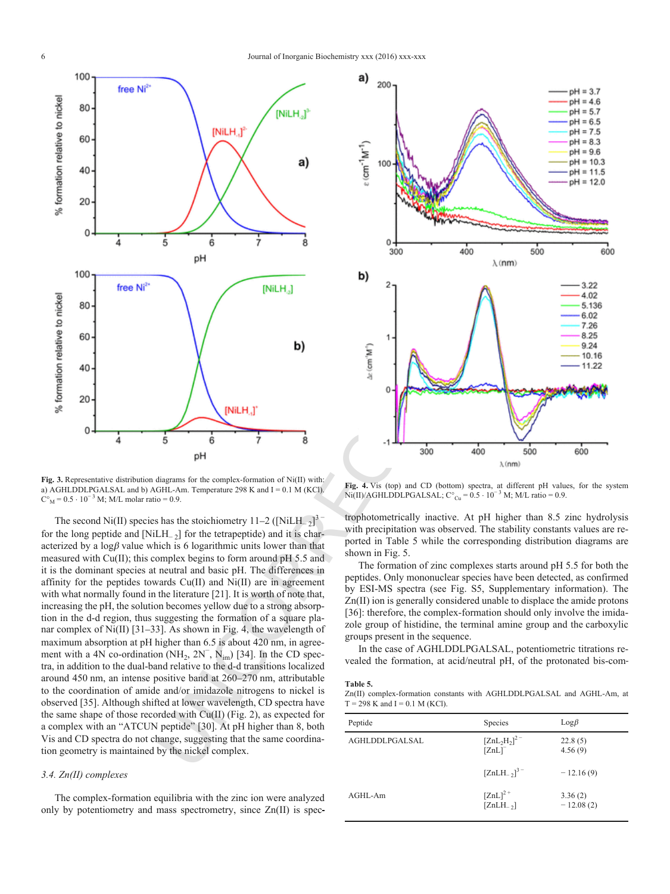Fig. 3. Representative distribution diagrams for the complex-formation of Ni(II) with: a) AGHLDDLPGALSAL and b) AGHL-Am. Temperature 298 K and I = 0.1 M (KCl). $C°_M = 0.5 \cdot 10^{-3}$ M; M/L molar ratio = 0.9.

Fig. 4. Vis (top) and CD (bottom) spectra, at different pH values, for the system Ni(II)/AGHLDDLPGALSAL; $C°_{Cu} = 0.5 \cdot 10^{-3}$ M; M/L ratio = 0.9.

The second Ni(II) species has the stoichiometry 11–2 ($[NiLH_{-2}]^{3-}$ for the long peptide and $[NiLH_{-2}]$ for the tetrapeptide) and it is characterized by a log$\beta$ value which is 6 logarithmic units lower than that measured with Cu(II); this complex begins to form around pH 5.5 and it is the dominant species at neutral and basic pH. The differences in affinity for the peptides towards Cu(II) and Ni(II) are in agreement with what normally found in the literature [21]. It is worth of note that, increasing the pH, the solution becomes yellow due to a strong absorption in the d-d region, thus suggesting the formation of a square planar complex of Ni(II) [31–33]. As shown in Fig. 4, the wavelength of maximum absorption at pH higher than 6.5 is about 420 nm, in agreement with a 4N co-ordination ($NH_2$, $2N^-$, $N_{im}$) [34]. In the CD spectra, in addition to the dual-band relative to the d-d transitions localized around 450 nm, an intense positive band at 260–270 nm, attributable to the coordination of amide and/or imidazole nitrogens to nickel is observed [35]. Although shifted at lower wavelength, CD spectra have the same shape of those recorded with Cu(II) (Fig. 2), as expected for a complex with an "ATCUN peptide" [30]. At pH higher than 8, both Vis and CD spectra do not change, suggesting that the same coordination geometry is maintained by the nickel complex.

### 3.4. Zn(II) complexes

The complex-formation equilibria with the zinc ion were analyzed only by potentiometry and mass spectrometry, since Zn(II) is spectrophotometrically inactive. At pH higher than 8.5 zinc hydrolysis with precipitation was observed. The stability constants values are reported in Table 5 while the corresponding distribution diagrams are shown in Fig. 5.

The formation of zinc complexes starts around pH 5.5 for both the peptides. Only mononuclear species have been detected, as confirmed by ESI-MS spectra (see Fig. S5, Supplementary information). The Zn(II) ion is generally considered unable to displace the amide protons [36]: therefore, the complex-formation should only involve the imidazole group of histidine, the terminal amine group and the carboxylic groups present in the sequence.

In the case of AGHLDDLPGALSAL, potentiometric titrations revealed the formation, at acid/neutral pH, of the protonated bis-com-

**Table 5.**
Zn(II) complex-formation constants with AGHLDDLPGALSAL and AGHL-Am, at T = 298 K and I = 0.1 M (KCl).

| Peptide | Species | Log$\beta$ |
|---|---|---|
| AGHLDDLPGALSAL | $[ZnL_2H_2]^{2-}$ | 22.8 (5) |
| | $[ZnL]^-$ | 4.56 (9) |
| | $[ZnLH_{-2}]^{3-}$ | − 12.16 (9) |
| AGHL-Am | $[ZnL]^{2+}$ | 3.36 (2) |
| | $[ZnLH_{-2}]$ | − 12.08 (2) |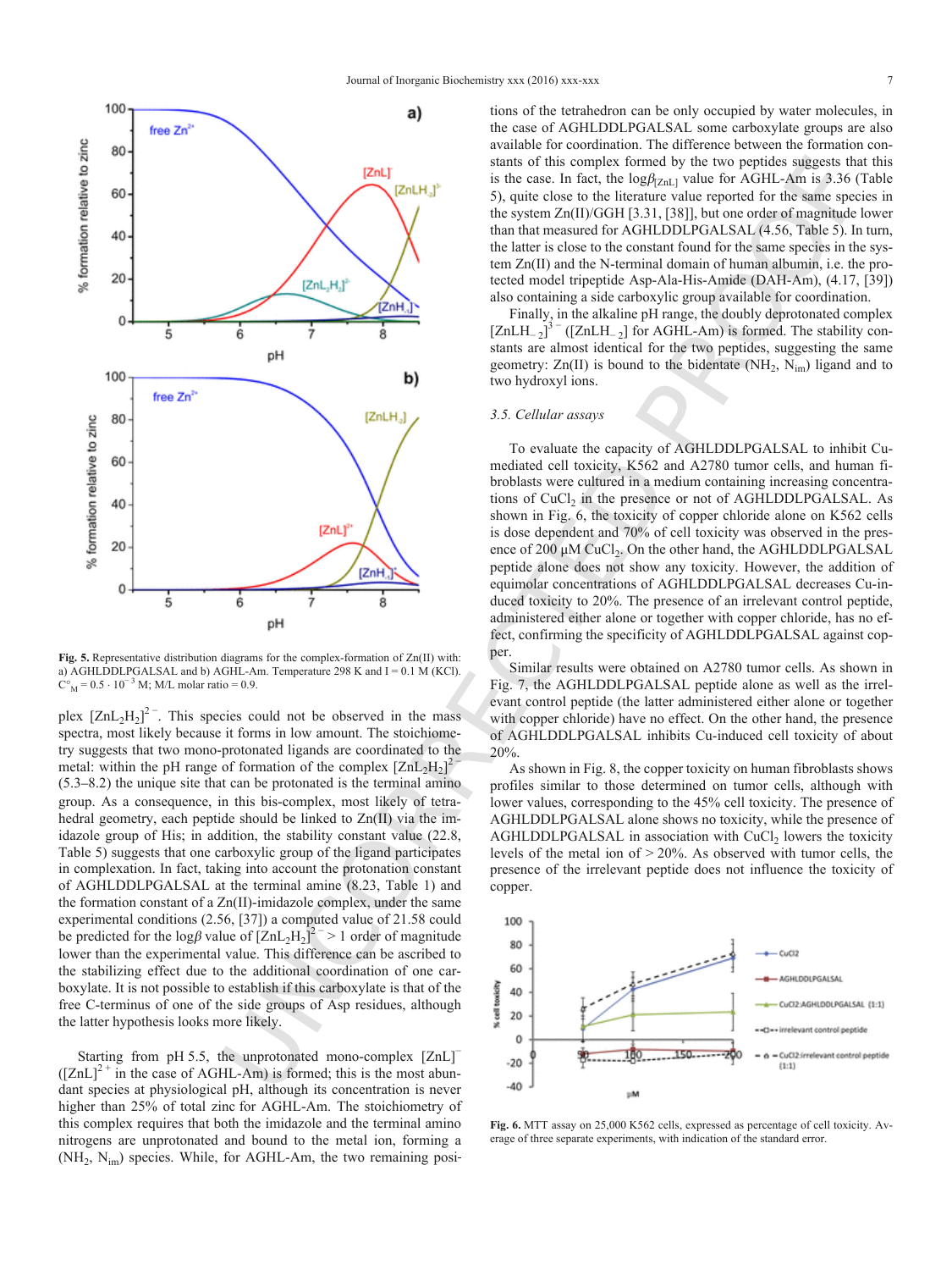plex $[ZnL_2H_2]^{2-}$. This species could not be observed in the mass spectra, most likely because it forms in low amount. The stoichiometry suggests that two mono-protonated ligands are coordinated to the metal: within the pH range of formation of the complex $[ZnL_2H_2]^{2-}$ (5.3–8.2) the unique site that can be protonated is the terminal amino group. As a consequence, in this bis-complex, most likely of tetrahedral geometry, each peptide should be linked to Zn(II) via the imidazole group of His; in addition, the stability constant value (22.8, Table 5) suggests that one carboxylic group of the ligand participates in complexation. In fact, taking into account the protonation constant of AGHLDDLPGALSAL at the terminal amine (8.23, Table 1) and the formation constant of a Zn(II)-imidazole complex, under the same experimental conditions (2.56, [37]) a computed value of 21.58 could be predicted for the log$\beta$ value of $[ZnL_2H_2]^{2-}$ > 1 order of magnitude lower than the experimental value. This difference can be ascribed to the stabilizing effect due to the additional coordination of one carboxylate. It is not possible to establish if this carboxylate is that of the free C-terminus of one of the side groups of Asp residues, although the latter hypothesis looks more likely.

Starting from pH 5.5, the unprotonated mono-complex $[ZnL]^-$ ($[ZnL]^{2+}$ in the case of AGHL-Am) is formed; this is the most abundant species at physiological pH, although its concentration is never higher than 25% of total zinc for AGHL-Am. The stoichiometry of this complex requires that both the imidazole and the terminal amino nitrogens are unprotonated and bound to the metal ion, forming a ($NH_2$, $N_{im}$) species. While, for AGHL-Am, the two remaining positions of the tetrahedron can be only occupied by water molecules, in the case of AGHLDDLPGALSAL some carboxylate groups are also available for coordination. The difference between the formation constants of this complex formed by the two peptides suggests that this is the case. In fact, the log$\beta_{[ZnL]}$ value for AGHL-Am is 3.36 (Table 5), quite close to the literature value reported for the same species in the system Zn(II)/GGH [3.31, [38]], but one order of magnitude lower than that measured for AGHLDDLPGALSAL (4.56, Table 5). In turn, the latter is close to the constant found for the same species in the system Zn(II) and the N-terminal domain of human albumin, i.e. the protected model tripeptide Asp-Ala-His-Amide (DAH-Am), (4.17, [39]) also containing a side carboxylic group available for coordination.

Finally, in the alkaline pH range, the doubly deprotonated complex $[ZnLH_{-2}]^{3-}$ ($[ZnLH_{-2}]$ for AGHL-Am) is formed. The stability constants are almost identical for the two peptides, suggesting the same geometry: Zn(II) is bound to the bidentate ($NH_2$, $N_{im}$) ligand and to two hydroxyl ions.

Fig. 5. Representative distribution diagrams for the complex-formation of Zn(II) with: a) AGHLDDLPGALSAL and b) AGHL-Am. Temperature 298 K and I = 0.1 M (KCl). $C^{\circ}_M = 0.5 \cdot 10^{-3}$ M; M/L molar ratio = 0.9.

### 3.5. Cellular assays

To evaluate the capacity of AGHLDDLPGALSAL to inhibit Cu-mediated cell toxicity, K562 and A2780 tumor cells, and human fibroblasts were cultured in a medium containing increasing concentrations of $CuCl_2$ in the presence or not of AGHLDDLPGALSAL. As shown in Fig. 6, the toxicity of copper chloride alone on K562 cells is dose dependent and 70% of cell toxicity was observed in the presence of 200 μM $CuCl_2$. On the other hand, the AGHLDDLPGALSAL peptide alone does not show any toxicity. However, the addition of equimolar concentrations of AGHLDDLPGALSAL decreases Cu-induced toxicity to 20%. The presence of an irrelevant control peptide, administered either alone or together with copper chloride, has no effect, confirming the specificity of AGHLDDLPGALSAL against copper.

Similar results were obtained on A2780 tumor cells. As shown in Fig. 7, the AGHLDDLPGALSAL peptide alone as well as the irrelevant control peptide (the latter administered either alone or together with copper chloride) have no effect. On the other hand, the presence of AGHLDDLPGALSAL inhibits Cu-induced cell toxicity of about 20%.

As shown in Fig. 8, the copper toxicity on human fibroblasts shows profiles similar to those determined on tumor cells, although with lower values, corresponding to the 45% cell toxicity. The presence of AGHLDDLPGALSAL alone shows no toxicity, while the presence of AGHLDDLPGALSAL in association with $CuCl_2$ lowers the toxicity levels of the metal ion of > 20%. As observed with tumor cells, the presence of the irrelevant peptide does not influence the toxicity of copper.

Fig. 6. MTT assay on 25,000 K562 cells, expressed as percentage of cell toxicity. Average of three separate experiments, with indication of the standard error.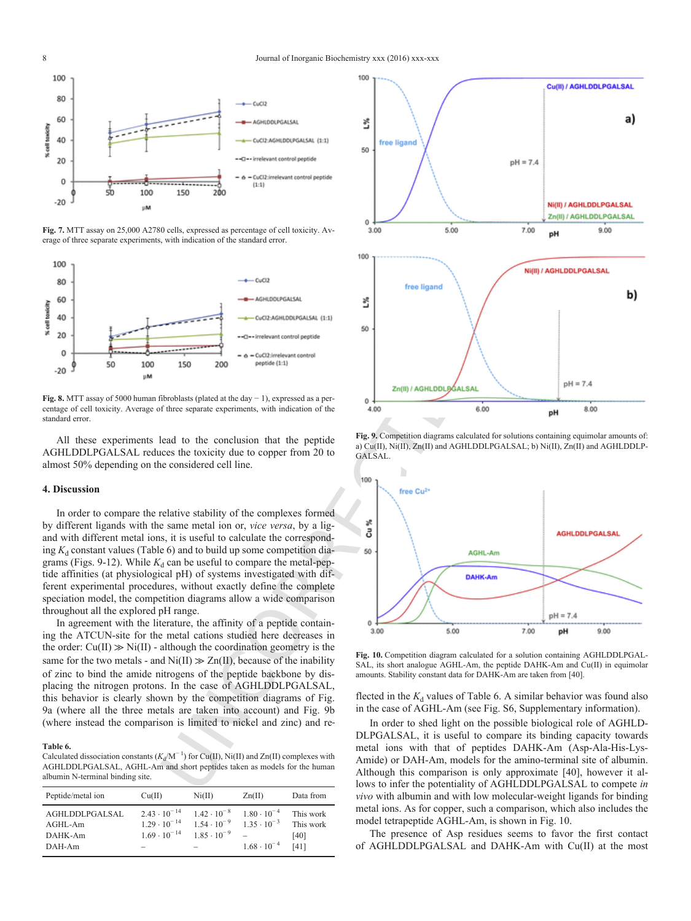Fig. 7. MTT assay on 25,000 A2780 cells, expressed as percentage of cell toxicity. Average of three separate experiments, with indication of the standard error.

Fig. 8. MTT assay of 5000 human fibroblasts (plated at the day − 1), expressed as a percentage of cell toxicity. Average of three separate experiments, with indication of the standard error.

All these experiments lead to the conclusion that the peptide AGHLDDLPGALSAL reduces the toxicity due to copper from 20 to almost 50% depending on the considered cell line.

## 4. Discussion

In order to compare the relative stability of the complexes formed by different ligands with the same metal ion or, *vice versa*, by a ligand with different metal ions, it is useful to calculate the corresponding $K_d$ constant values (Table 6) and to build up some competition diagrams (Figs. 9-12). While $K_d$ can be useful to compare the metal-peptide affinities (at physiological pH) of systems investigated with different experimental procedures, without exactly define the complete speciation model, the competition diagrams allow a wide comparison throughout all the explored pH range.

In agreement with the literature, the affinity of a peptide containing the ATCUN-site for the metal cations studied here decreases in the order: Cu(II) ≫ Ni(II) - although the coordination geometry is the same for the two metals - and Ni(II) ≫ Zn(II), because of the inability of zinc to bind the amide nitrogens of the peptide backbone by displacing the nitrogen protons. In the case of AGHLDDLPGALSAL, this behavior is clearly shown by the competition diagrams of Fig. 9a (where all the three metals are taken into account) and Fig. 9b (where instead the comparison is limited to nickel and zinc) and reflected in the $K_d$ values of Table 6. A similar behavior was found also in the case of AGHL-Am (see Fig. S6, Supplementary information).

**Table 6.**
Calculated dissociation constants ($K_d$/M$^{-1}$) for Cu(II), Ni(II) and Zn(II) complexes with AGHLDDLPGALSAL, AGHL-Am and short peptides taken as models for the human albumin N-terminal binding site.

| Peptide/metal ion | Cu(II) | Ni(II) | Zn(II) | Data from |
|---|---|---|---|---|
| AGHLDDLPGALSAL | $2.43 \cdot 10^{-14}$ | $1.42 \cdot 10^{-8}$ | $1.80 \cdot 10^{-4}$ | This work |
| AGHL-Am | $1.29 \cdot 10^{-14}$ | $1.54 \cdot 10^{-9}$ | $1.35 \cdot 10^{-3}$ | This work |
| DAHK-Am | $1.69 \cdot 10^{-14}$ | $1.85 \cdot 10^{-9}$ | – | [40] |
| DAH-Am | – | – | $1.68 \cdot 10^{-4}$ | [41] |

Fig. 9. Competition diagrams calculated for solutions containing equimolar amounts of: a) Cu(II), Ni(II), Zn(II) and AGHLDDLPGALSAL; b) Ni(II), Zn(II) and AGHLDDLPGALSAL.

Fig. 10. Competition diagram calculated for a solution containing AGHLDDLPGALSAL, its short analogue AGHL-Am, the peptide DAHK-Am and Cu(II) in equimolar amounts. Stability constant data for DAHK-Am are taken from [40].

In order to shed light on the possible biological role of AGHLDDLPGALSAL, it is useful to compare its binding capacity towards metal ions with that of peptides DAHK-Am (Asp-Ala-His-Lys-Amide) or DAH-Am, models for the amino-terminal site of albumin. Although this comparison is only approximate [40], however it allows to infer the potentiality of AGHLDDLPGALSAL to compete *in vivo* with albumin and with low molecular-weight ligands for binding metal ions. As for copper, such a comparison, which also includes the model tetrapeptide AGHL-Am, is shown in Fig. 10.

The presence of Asp residues seems to favor the first contact of AGHLDDLPGALSAL and DAHK-Am with Cu(II) at the most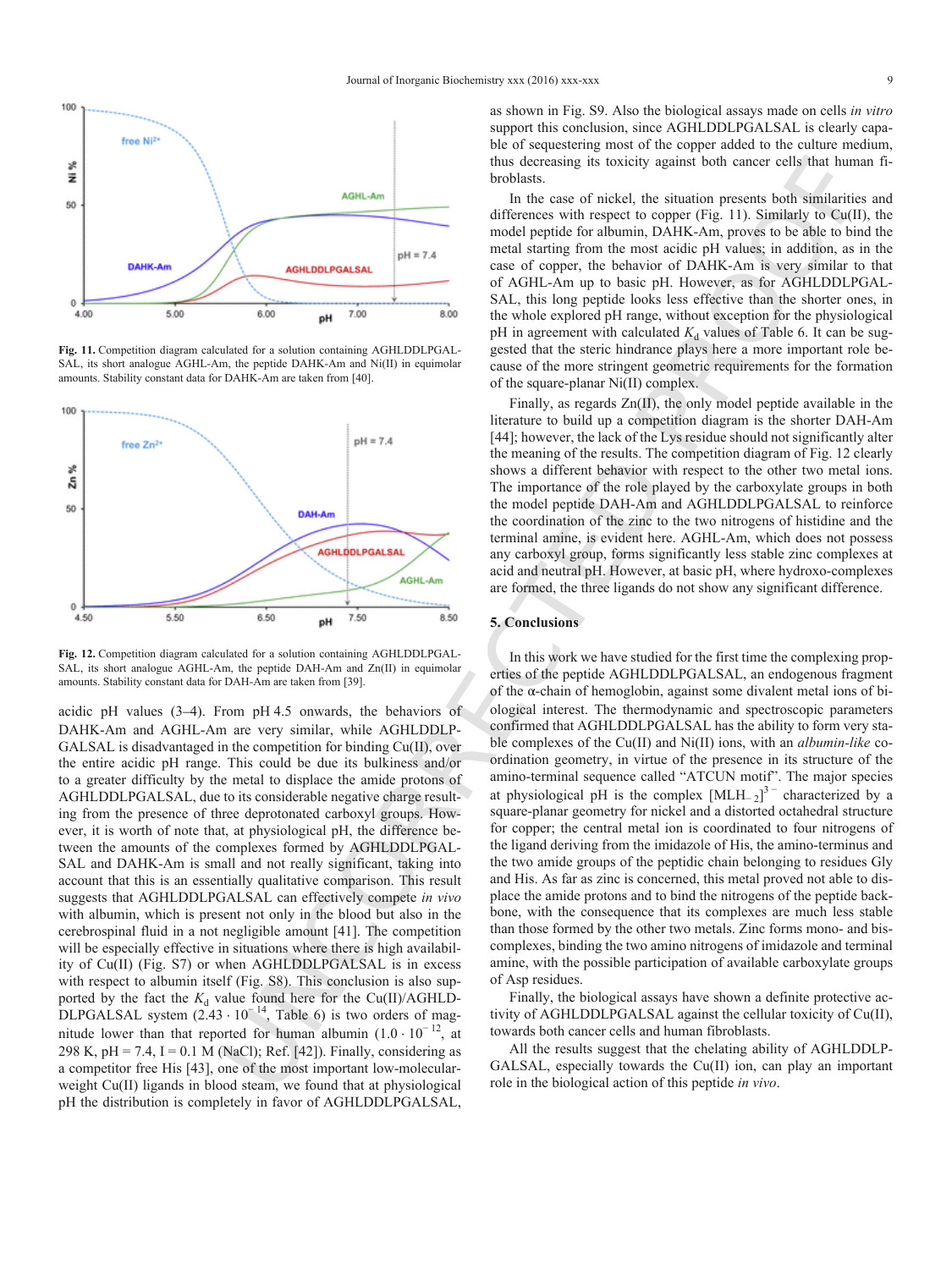Fig. 11. Competition diagram calculated for a solution containing AGHLDDLPGALSAL, its short analogue AGHL-Am, the peptide DAHK-Am and Ni(II) in equimolar amounts. Stability constant data for DAHK-Am are taken from [40].

Fig. 12. Competition diagram calculated for a solution containing AGHLDDLPGALSAL, its short analogue AGHL-Am, the peptide DAH-Am and Zn(II) in equimolar amounts. Stability constant data for DAH-Am are taken from [39].

acidic pH values (3–4). From pH 4.5 onwards, the behaviors of DAHK-Am and AGHL-Am are very similar, while AGHLDDLPGALSAL is disadvantaged in the competition for binding Cu(II), over the entire acidic pH range. This could be due its bulkiness and/or to a greater difficulty by the metal to displace the amide protons of AGHLDDLPGALSAL, due to its considerable negative charge resulting from the presence of three deprotonated carboxyl groups. However, it is worth of note that, at physiological pH, the difference between the amounts of the complexes formed by AGHLDDLPGALSAL and DAHK-Am is small and not really significant, taking into account that this is an essentially qualitative comparison. This result suggests that AGHLDDLPGALSAL can effectively compete *in vivo* with albumin, which is present not only in the blood but also in the cerebrospinal fluid in a not negligible amount [41]. The competition will be especially effective in situations where there is high availability of Cu(II) (Fig. S7) or when AGHLDDLPGALSAL is in excess with respect to albumin itself (Fig. S8). This conclusion is also supported by the fact the $K_d$ value found here for the Cu(II)/AGHLDDLPGALSAL system ($2.43 \cdot 10^{-14}$, Table 6) is two orders of magnitude lower than that reported for human albumin ($1.0 \cdot 10^{-12}$, at 298 K, pH = 7.4, I = 0.1 M (NaCl); Ref. [42]). Finally, considering as a competitor free His [43], one of the most important low-molecular-weight Cu(II) ligands in blood steam, we found that at physiological pH the distribution is completely in favor of AGHLDDLPGALSAL, as shown in Fig. S9. Also the biological assays made on cells *in vitro* support this conclusion, since AGHLDDLPGALSAL is clearly capable of sequestering most of the copper added to the culture medium, thus decreasing its toxicity against both cancer cells that human fibroblasts.

In the case of nickel, the situation presents both similarities and differences with respect to copper (Fig. 11). Similarly to Cu(II), the model peptide for albumin, DAHK-Am, proves to be able to bind the metal starting from the most acidic pH values; in addition, as in the case of copper, the behavior of DAHK-Am is very similar to that of AGHL-Am up to basic pH. However, as for AGHLDDLPGALSAL, this long peptide looks less effective than the shorter ones, in the whole explored pH range, without exception for the physiological pH in agreement with calculated $K_d$ values of Table 6. It can be suggested that the steric hindrance plays here a more important role because of the more stringent geometric requirements for the formation of the square-planar Ni(II) complex.

Finally, as regards Zn(II), the only model peptide available in the literature to build up a competition diagram is the shorter DAH-Am [44]; however, the lack of the Lys residue should not significantly alter the meaning of the results. The competition diagram of Fig. 12 clearly shows a different behavior with respect to the other two metal ions. The importance of the role played by the carboxylate groups in both the model peptide DAH-Am and AGHLDDLPGALSAL to reinforce the coordination of the zinc to the two nitrogens of histidine and the terminal amine, is evident here. AGHL-Am, which does not possess any carboxyl group, forms significantly less stable zinc complexes at acid and neutral pH. However, at basic pH, where hydroxo-complexes are formed, the three ligands do not show any significant difference.

## 5. Conclusions

In this work we have studied for the first time the complexing properties of the peptide AGHLDDLPGALSAL, an endogenous fragment of the α-chain of hemoglobin, against some divalent metal ions of biological interest. The thermodynamic and spectroscopic parameters confirmed that AGHLDDLPGALSAL has the ability to form very stable complexes of the Cu(II) and Ni(II) ions, with an *albumin-like* coordination geometry, in virtue of the presence in its structure of the amino-terminal sequence called "ATCUN motif". The major species at physiological pH is the complex $[MLH_{-2}]^{3-}$ characterized by a square-planar geometry for nickel and a distorted octahedral structure for copper; the central metal ion is coordinated to four nitrogens of the ligand deriving from the imidazole of His, the amino-terminus and the two amide groups of the peptidic chain belonging to residues Gly and His. As far as zinc is concerned, this metal proved not able to displace the amide protons and to bind the nitrogens of the peptide backbone, with the consequence that its complexes are much less stable than those formed by the other two metals. Zinc forms mono- and bis-complexes, binding the two amino nitrogens of imidazole and terminal amine, with the possible participation of available carboxylate groups of Asp residues.

Finally, the biological assays have shown a definite protective activity of AGHLDDLPGALSAL against the cellular toxicity of Cu(II), towards both cancer cells and human fibroblasts.

All the results suggest that the chelating ability of AGHLDDLPGALSAL, especially towards the Cu(II) ion, can play an important role in the biological action of this peptide *in vivo*.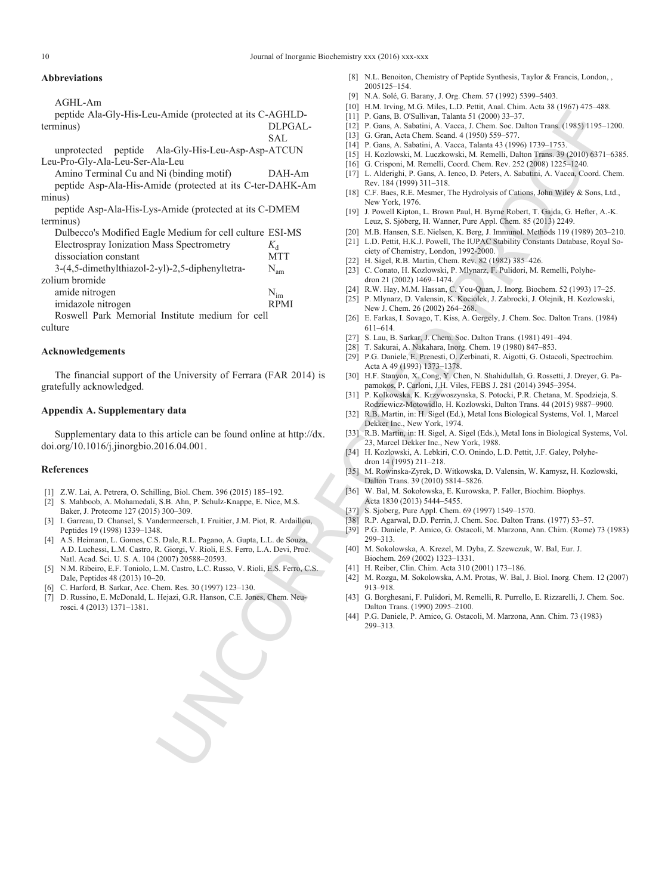## Abbreviations

AGHL-Am peptide Ala-Gly-His-Leu-Amide (protected at its C-terminus)

AGHLDLPGALSAL unprotected peptide Ala-Gly-His-Leu-Asp-Asp-Leu-Pro-Gly-Ala-Leu-Ser-Ala-Leu

ATCUN Amino Terminal Cu and Ni (binding motif)

DAH-Am peptide Asp-Ala-His-Amide (protected at its C-terminus)

DAHK-Am peptide Asp-Ala-His-Lys-Amide (protected at its C-terminus)

DMEM Dulbecco's Modified Eagle Medium for cell culture

ESI-MS Electrospray Ionization Mass Spectrometry

$K_d$ dissociation constant

MTT 3-(4,5-dimethylthiazol-2-yl)-2,5-diphenyltetrazolium bromide

$N_{am}$ amide nitrogen

$N_{im}$ imidazole nitrogen

RPMI Roswell Park Memorial Institute medium for cell culture

## Acknowledgements

The financial support of the University of Ferrara (FAR 2014) is gratefully acknowledged.

## Appendix A. Supplementary data

Supplementary data to this article can be found online at http://dx.doi.org/10.1016/j.jinorgbio.2016.04.001.

## References

- [1] Z.W. Lai, A. Petrera, O. Schilling, Biol. Chem. 396 (2015) 185–192.
- [2] S. Mahboob, A. Mohamedali, S.B. Ahn, P. Schulz-Knappe, E. Nice, M.S. Baker, J. Proteome 127 (2015) 300–309.
- [3] I. Garreau, D. Chansel, S. Vandermeersch, I. Fruitier, J.M. Piot, R. Ardaillou, Peptides 19 (1998) 1339–1348.
- [4] A.S. Heimann, L. Gomes, C.S. Dale, R.L. Pagano, A. Gupta, L.L. de Souza, A.D. Luchessi, L.M. Castro, R. Giorgi, V. Rioli, E.S. Ferro, L.A. Devi, Proc. Natl. Acad. Sci. U. S. A. 104 (2007) 20588–20593.
- [5] N.M. Ribeiro, E.F. Toniolo, L.M. Castro, L.C. Russo, V. Rioli, E.S. Ferro, C.S. Dale, Peptides 48 (2013) 10–20.
- [6] C. Harford, B. Sarkar, Acc. Chem. Res. 30 (1997) 123–130.
- [7] D. Russino, E. McDonald, L. Hejazi, G.R. Hanson, C.E. Jones, Chem. Neurosci. 4 (2013) 1371–1381.
- [8] N.L. Benoiton, Chemistry of Peptide Synthesis, Taylor & Francis, London, , 2005125–154.
- [9] N.A. Solé, G. Barany, J. Org. Chem. 57 (1992) 5399–5403.
- [10] H.M. Irving, M.G. Miles, L.D. Pettit, Anal. Chim. Acta 38 (1967) 475–488.
- [11] P. Gans, B. O'Sullivan, Talanta 51 (2000) 33–37.
- [12] P. Gans, A. Sabatini, A. Vacca, J. Chem. Soc. Dalton Trans. (1985) 1195–1200.
- [13] G. Gran, Acta Chem. Scand. 4 (1950) 559–577.
- [14] P. Gans, A. Sabatini, A. Vacca, Talanta 43 (1996) 1739–1753.
- [15] H. Kozlowski, M. Luczkowski, M. Remelli, Dalton Trans. 39 (2010) 6371–6385.
- [16] G. Crisponi, M. Remelli, Coord. Chem. Rev. 252 (2008) 1225–1240.
- [17] L. Alderighi, P. Gans, A. Ienco, D. Peters, A. Sabatini, A. Vacca, Coord. Chem. Rev. 184 (1999) 311–318.
- [18] C.F. Baes, R.E. Mesmer, The Hydrolysis of Cations, John Wiley & Sons, Ltd., New York, 1976.
- [19] J. Powell Kipton, L. Brown Paul, H. Byrne Robert, T. Gajda, G. Hefter, A.-K. Leuz, S. Sjöberg, H. Wanner, Pure Appl. Chem. 85 (2013) 2249.
- [20] M.B. Hansen, S.E. Nielsen, K. Berg, J. Immunol. Methods 119 (1989) 203–210.
- [21] L.D. Pettit, H.K.J. Powell, The IUPAC Stability Constants Database, Royal Society of Chemistry, London, 1992-2000.
- [22] H. Sigel, R.B. Martin, Chem. Rev. 82 (1982) 385–426.
- [23] C. Conato, H. Kozlowski, P. Mlynarz, F. Pulidori, M. Remelli, Polyhedron 21 (2002) 1469–1474.
- [24] R.W. Hay, M.M. Hassan, C. You-Quan, J. Inorg. Biochem. 52 (1993) 17–25.
- [25] P. Mlynarz, D. Valensin, K. Kociolek, J. Zabrocki, J. Olejnik, H. Kozlowski, New J. Chem. 26 (2002) 264–268.
- [26] E. Farkas, I. Sovago, T. Kiss, A. Gergely, J. Chem. Soc. Dalton Trans. (1984) 611–614.
- [27] S. Lau, B. Sarkar, J. Chem. Soc. Dalton Trans. (1981) 491–494.
- [28] T. Sakurai, A. Nakahara, Inorg. Chem. 19 (1980) 847–853.
- [29] P.G. Daniele, E. Prenesti, O. Zerbinati, R. Aigotti, G. Ostacoli, Spectrochim. Acta A 49 (1993) 1373–1378.
- [30] H.F. Stanyon, X. Cong, Y. Chen, N. Shahidullah, G. Rossetti, J. Dreyer, G. Papamokos, P. Carloni, J.H. Viles, FEBS J. 281 (2014) 3945–3954.
- [31] P. Kolkowska, K. Krzywoszynska, S. Potocki, P.R. Chetana, M. Spodzieja, S. Rodziewicz-Motowidlo, H. Kozlowski, Dalton Trans. 44 (2015) 9887–9900.
- [32] R.B. Martin, in: H. Sigel (Ed.), Metal Ions Biological Systems, Vol. 1, Marcel Dekker Inc., New York, 1974.
- [33] R.B. Martin, in: H. Sigel, A. Sigel (Eds.), Metal Ions in Biological Systems, Vol. 23, Marcel Dekker Inc., New York, 1988.
- [34] H. Kozlowski, A. Lebkiri, C.O. Onindo, L.D. Pettit, J.F. Galey, Polyhedron 14 (1995) 211–218.
- [35] M. Rowinska-Zyrek, D. Witkowska, D. Valensin, W. Kamysz, H. Kozlowski, Dalton Trans. 39 (2010) 5814–5826.
- [36] W. Bal, M. Sokołowska, E. Kurowska, P. Faller, Biochim. Biophys. Acta 1830 (2013) 5444–5455.
- [37] S. Sjoberg, Pure Appl. Chem. 69 (1997) 1549–1570.
- [38] R.P. Agarwal, D.D. Perrin, J. Chem. Soc. Dalton Trans. (1977) 53–57.
- [39] P.G. Daniele, P. Amico, G. Ostacoli, M. Marzona, Ann. Chim. (Rome) 73 (1983) 299–313.
- [40] M. Sokolowska, A. Krezel, M. Dyba, Z. Szewczuk, W. Bal, Eur. J. Biochem. 269 (2002) 1323–1331.
- [41] H. Reiber, Clin. Chim. Acta 310 (2001) 173–186.
- [42] M. Rozga, M. Sokolowska, A.M. Protas, W. Bal, J. Biol. Inorg. Chem. 12 (2007) 913–918.
- [43] G. Borghesani, F. Pulidori, M. Remelli, R. Purrello, E. Rizzarelli, J. Chem. Soc. Dalton Trans. (1990) 2095–2100.
- [44] P.G. Daniele, P. Amico, G. Ostacoli, M. Marzona, Ann. Chim. 73 (1983) 299–313.